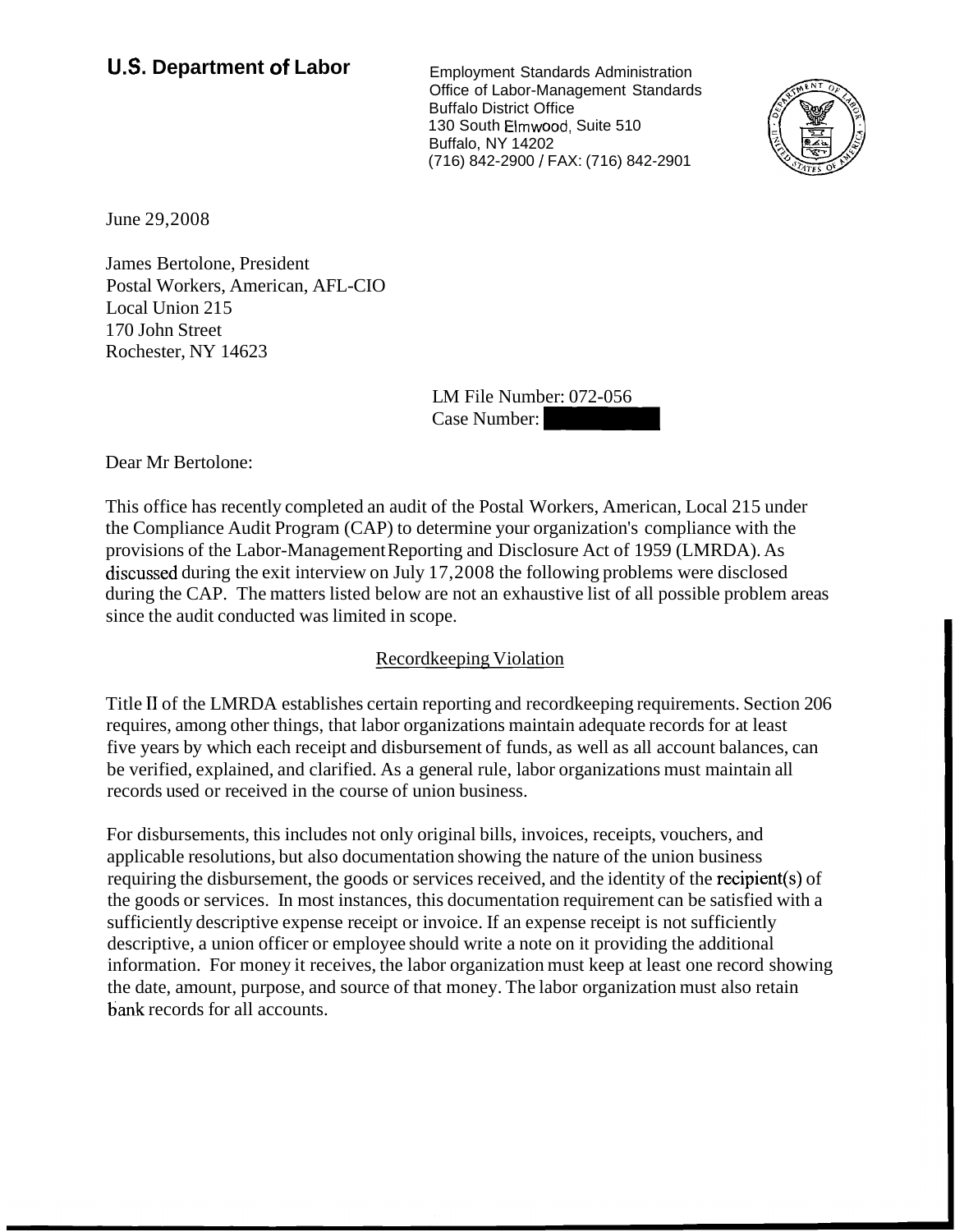**U.S. Department of Labor**

Employment Standards Administration
Office of Labor-Management Standards
Buffalo District Office
130 South Elmwood, Suite 510
Buffalo, NY 14202
(716) 842-2900 / FAX: (716) 842-2901

June 29,2008

James Bertolone, President
Postal Workers, American, AFL-CIO
Local Union 215
170 John Street
Rochester, NY 14623

LM File Number: 072-056
Case Number: 

Dear Mr Bertolone:

This office has recently completed an audit of the Postal Workers, American, Local 215 under the Compliance Audit Program (CAP) to determine your organization's compliance with the provisions of the Labor-Management Reporting and Disclosure Act of 1959 (LMRDA). As discussed during the exit interview on July 17,2008 the following problems were disclosed during the CAP. The matters listed below are not an exhaustive list of all possible problem areas since the audit conducted was limited in scope.

## Recordkeeping Violation

Title II of the LMRDA establishes certain reporting and recordkeeping requirements. Section 206 requires, among other things, that labor organizations maintain adequate records for at least five years by which each receipt and disbursement of funds, as well as all account balances, can be verified, explained, and clarified. As a general rule, labor organizations must maintain all records used or received in the course of union business.

For disbursements, this includes not only original bills, invoices, receipts, vouchers, and applicable resolutions, but also documentation showing the nature of the union business requiring the disbursement, the goods or services received, and the identity of the recipient(s) of the goods or services. In most instances, this documentation requirement can be satisfied with a sufficiently descriptive expense receipt or invoice. If an expense receipt is not sufficiently descriptive, a union officer or employee should write a note on it providing the additional information. For money it receives, the labor organization must keep at least one record showing the date, amount, purpose, and source of that money. The labor organization must also retain bank records for all accounts.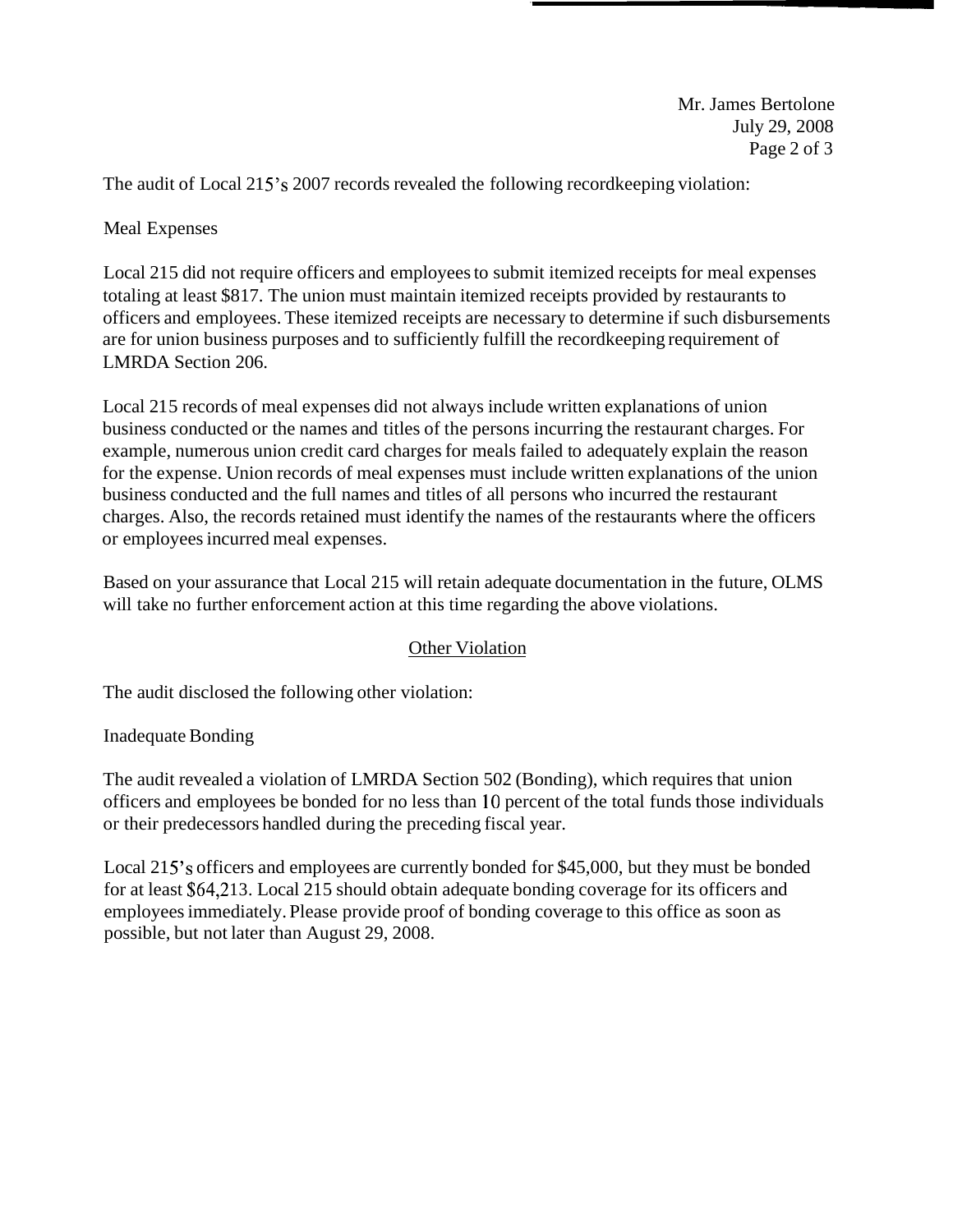The audit of Local 215's 2007 records revealed the following recordkeeping violation:

Meal Expenses

Local 215 did not require officers and employees to submit itemized receipts for meal expenses totaling at least $817. The union must maintain itemized receipts provided by restaurants to officers and employees. These itemized receipts are necessary to determine if such disbursements are for union business purposes and to sufficiently fulfill the recordkeeping requirement of LMRDA Section 206.

Local 215 records of meal expenses did not always include written explanations of union business conducted or the names and titles of the persons incurring the restaurant charges. For example, numerous union credit card charges for meals failed to adequately explain the reason for the expense. Union records of meal expenses must include written explanations of the union business conducted and the full names and titles of all persons who incurred the restaurant charges. Also, the records retained must identify the names of the restaurants where the officers or employees incurred meal expenses.

Based on your assurance that Local 215 will retain adequate documentation in the future, OLMS will take no further enforcement action at this time regarding the above violations.

## Other Violation

The audit disclosed the following other violation:

Inadequate Bonding

The audit revealed a violation of LMRDA Section 502 (Bonding), which requires that union officers and employees be bonded for no less than 10 percent of the total funds those individuals or their predecessors handled during the preceding fiscal year.

Local 215's officers and employees are currently bonded for $45,000, but they must be bonded for at least $64,213. Local 215 should obtain adequate bonding coverage for its officers and employees immediately. Please provide proof of bonding coverage to this office as soon as possible, but not later than August 29, 2008.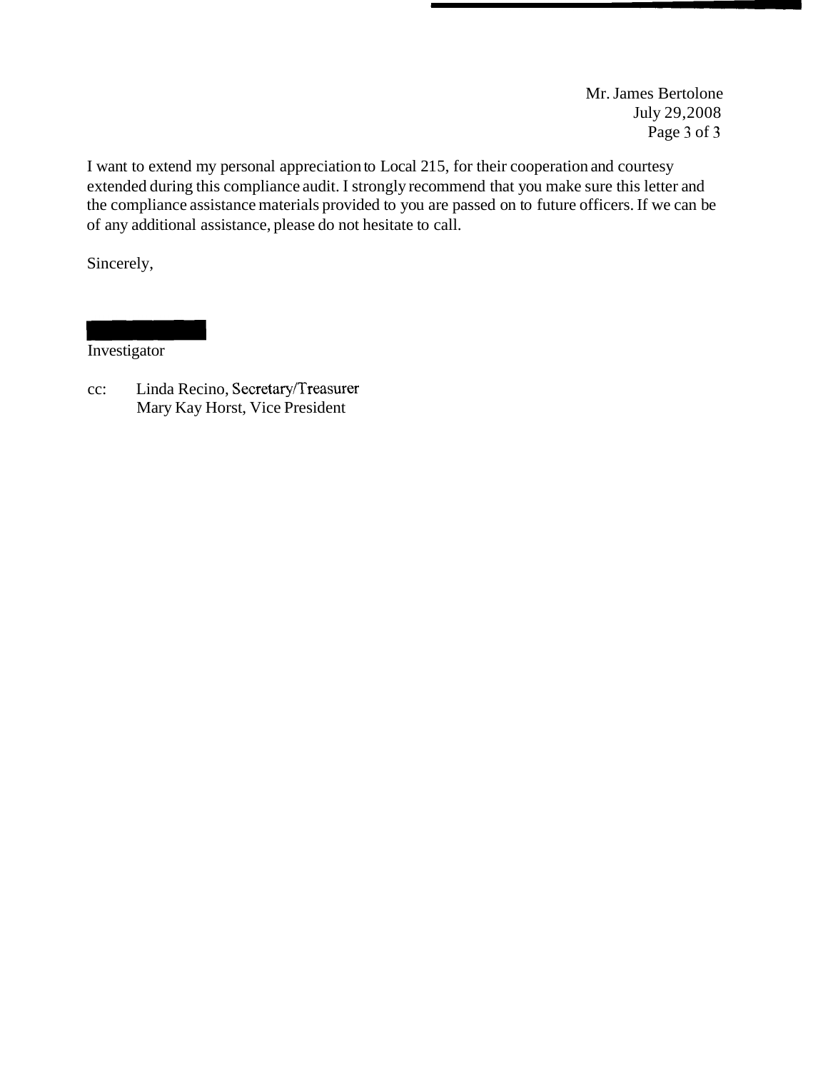Mr. James Bertolone
July 29,2008

I want to extend my personal appreciation to Local 215, for their cooperation and courtesy extended during this compliance audit. I strongly recommend that you make sure this letter and the compliance assistance materials provided to you are passed on to future officers. If we can be of any additional assistance, please do not hesitate to call.

Sincerely,

Investigator

cc: Linda Recino, Secretary/Treasurer
Mary Kay Horst, Vice President